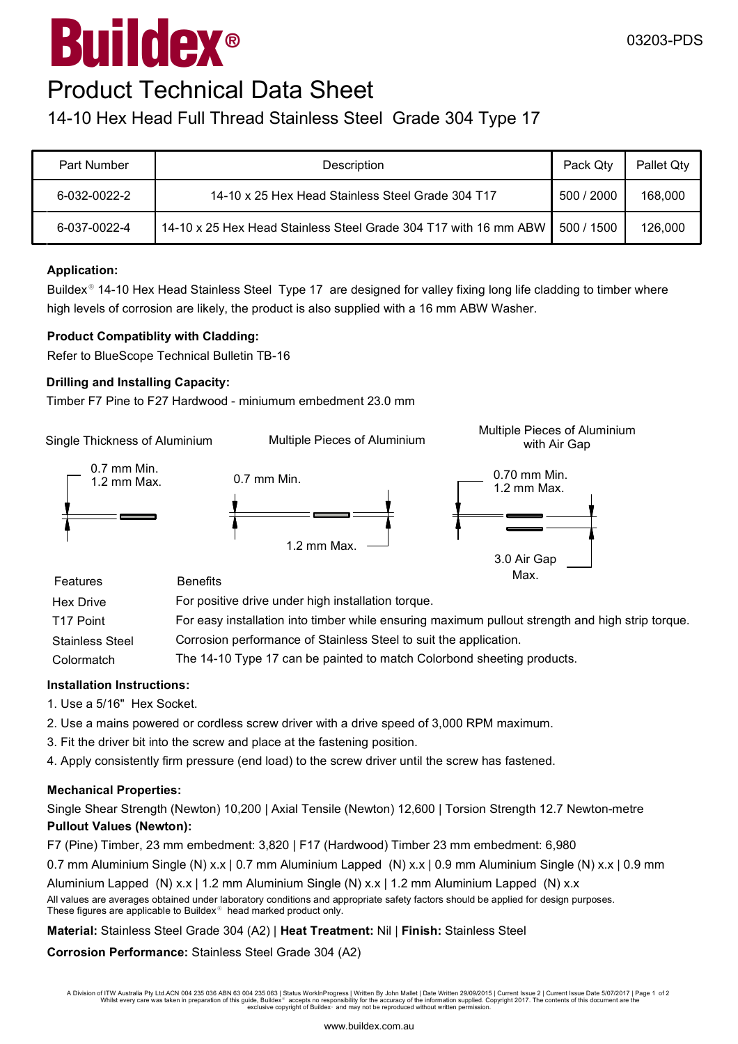# Buildex®

03203-PDS

# Product Technical Data Sheet

## 14-10 Hex Head Full Thread Stainless Steel Grade 304 Type 17

| Part Number | Description | Pack Qty | Pallet Qty |
|---|---|---|---|
| 6-032-0022-2 | 14-10 x 25 Hex Head Stainless Steel Grade 304 T17 | 500 / 2000 | 168,000 |
| 6-037-0022-4 | 14-10 x 25 Hex Head Stainless Steel Grade 304 T17 with 16 mm ABW | 500 / 1500 | 126,000 |

**Application:**

Buildex® 14-10 Hex Head Stainless Steel Type 17 are designed for valley fixing long life cladding to timber where high levels of corrosion are likely, the product is also supplied with a 16 mm ABW Washer.

**Product Compatiblity with Cladding:**

Refer to BlueScope Technical Bulletin TB-16

**Drilling and Installing Capacity:**

Timber F7 Pine to F27 Hardwood - miniumum embedment 23.0 mm

Single Thickness of Aluminium: 0.7 mm Min. 1.2 mm Max.

Multiple Pieces of Aluminium: 0.7 mm Min. 1.2 mm Max.

Multiple Pieces of Aluminium with Air Gap: 0.70 mm Min. 1.2 mm Max. 3.0 Air Gap Max.

| Features | Benefits |
|---|---|
| Hex Drive | For positive drive under high installation torque. |
| T17 Point | For easy installation into timber while ensuring maximum pullout strength and high strip torque. |
| Stainless Steel | Corrosion performance of Stainless Steel to suit the application. |
| Colormatch | The 14-10 Type 17 can be painted to match Colorbond sheeting products. |

**Installation Instructions:**

1. Use a 5/16" Hex Socket.
2. Use a mains powered or cordless screw driver with a drive speed of 3,000 RPM maximum.
3. Fit the driver bit into the screw and place at the fastening position.
4. Apply consistently firm pressure (end load) to the screw driver until the screw has fastened.

**Mechanical Properties:**

Single Shear Strength (Newton) 10,200 | Axial Tensile (Newton) 12,600 | Torsion Strength 12.7 Newton-metre

**Pullout Values (Newton):**

F7 (Pine) Timber, 23 mm embedment: 3,820 | F17 (Hardwood) Timber 23 mm embedment: 6,980

0.7 mm Aluminium Single (N) x.x | 0.7 mm Aluminium Lapped (N) x.x | 0.9 mm Aluminium Single (N) x.x | 0.9 mm Aluminium Lapped (N) x.x | 1.2 mm Aluminium Single (N) x.x | 1.2 mm Aluminium Lapped (N) x.x

All values are averages obtained under laboratory conditions and appropriate safety factors should be applied for design purposes. These figures are applicable to Buildex® head marked product only.

**Material:** Stainless Steel Grade 304 (A2) | **Heat Treatment:** Nil | **Finish:** Stainless Steel

**Corrosion Performance:** Stainless Steel Grade 304 (A2)

A Division of ITW Australia Pty Ltd ACN 004 235 036 ABN 63 004 235 063 | Status WorkInProgress | Written By John Mallet | Date Written 29/09/2015 | Current Issue 2 | Current Issue Date 5/07/2017 | Page 1 of 2
Whilst every care was taken in preparation of this guide, Buildex® accepts no responsibility for the accuracy of the information supplied. Copyright 2017. The contents of this document are the exclusive copyright of Buildex® and may not be reproduced without written permission.

www.buildex.com.au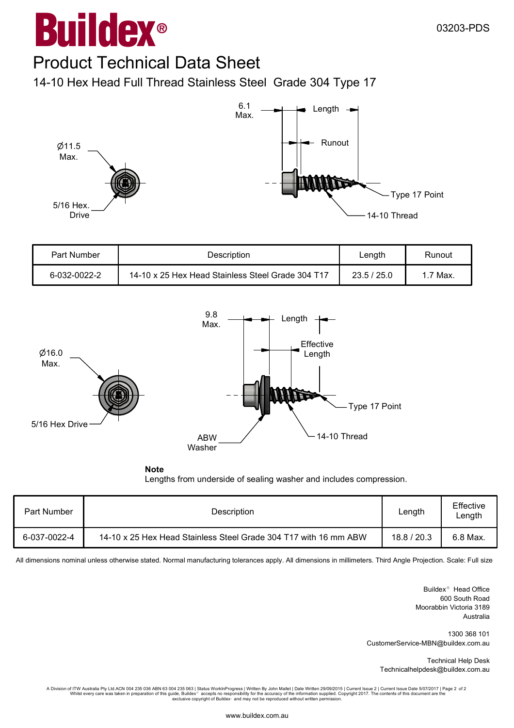# Buildex®

03203-PDS

## Product Technical Data Sheet

### 14-10 Hex Head Full Thread Stainless Steel Grade 304 Type 17

6.1
Max.
Length
Runout
Ø11.5
Max.
5/16 Hex.
Drive
Type 17 Point
14-10 Thread

| Part Number | Description | Length | Runout |
|---|---|---|---|
| 6-032-0022-2 | 14-10 x 25 Hex Head Stainless Steel Grade 304 T17 | 23.5 / 25.0 | 1.7 Max. |

9.8
Max.
Length
Effective
Length
Ø16.0
Max.
5/16 Hex Drive
Type 17 Point
14-10 Thread
ABW
Washer

**Note**
Lengths from underside of sealing washer and includes compression.

| Part Number | Description | Length | Effective Length |
|---|---|---|---|
| 6-037-0022-4 | 14-10 x 25 Hex Head Stainless Steel Grade 304 T17 with 16 mm ABW | 18.8 / 20.3 | 6.8 Max. |

All dimensions nominal unless otherwise stated. Normal manufacturing tolerances apply. All dimensions in millimeters. Third Angle Projection. Scale: Full size

Buildex® Head Office
600 South Road
Moorabbin Victoria 3189
Australia

1300 368 101
CustomerService-MBN@buildex.com.au

Technical Help Desk
Technicalhelpdesk@buildex.com.au

A Division of ITW Australia Pty Ltd.ACN 004 235 036 ABN 63 004 235 063 | Status WorkInProgress | Written By John Mallet | Date Written 29/09/2015 | Current Issue 2 | Current Issue Date 5/07/2017 | Page 2 of 2
Whilst every care was taken in preparation of this guide, Buildex® accepts no responsibility for the accuracy of the information supplied. Copyright 2017. The contents of this document are the exclusive copyright of Buildex® and may not be reproduced without written permission.

www.buildex.com.au